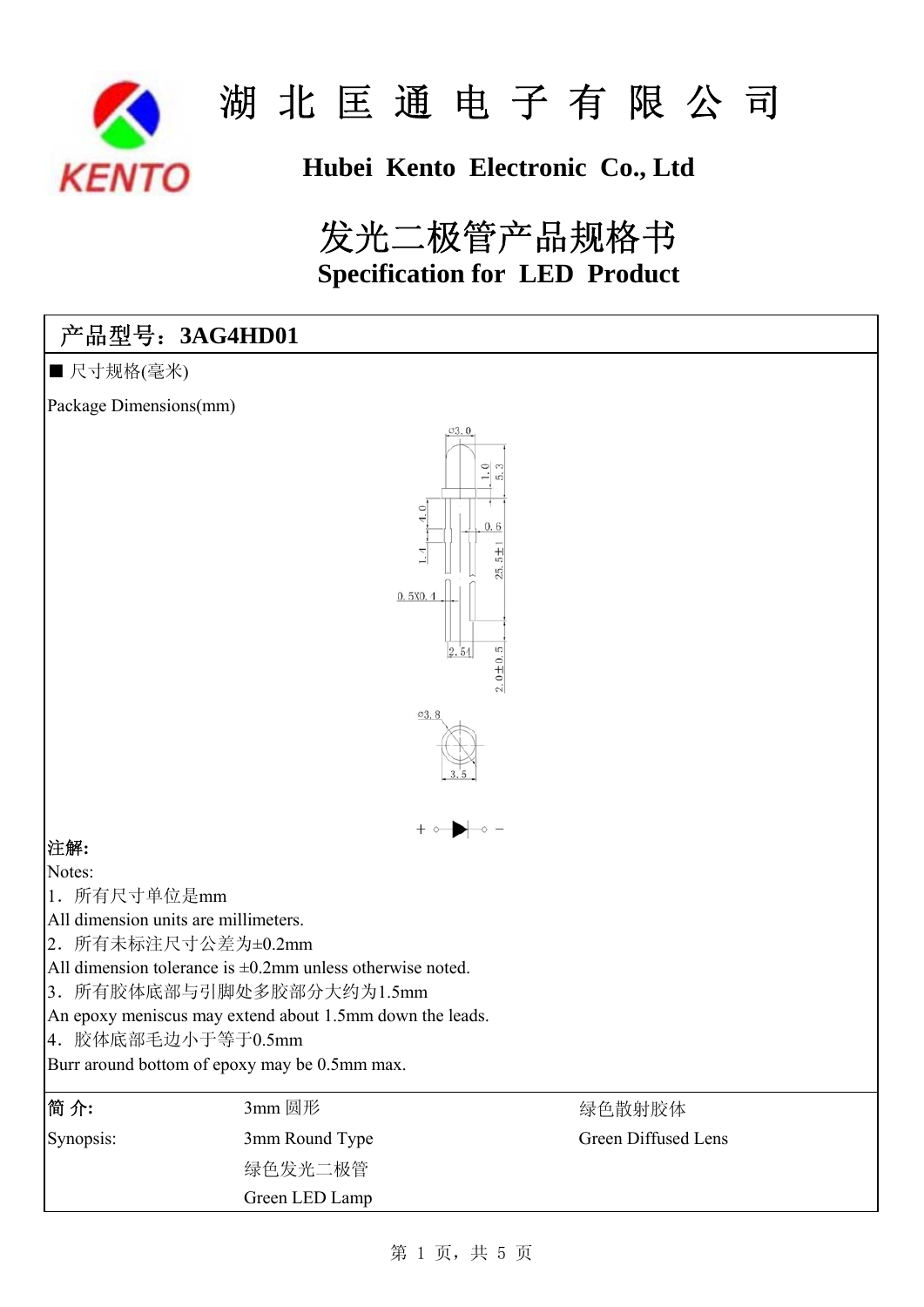# 湖 北 匡 通 电 子 有 限 公 司

## Hubei Kento Electronic Co., Ltd

# 发光二极管产品规格书

# Specification for LED Product

**产品型号：3AG4HD01**

■ 尺寸规格(毫米)

Package Dimensions(mm)

**注解:**

Notes:

1．所有尺寸单位是mm

All dimension units are millimeters.

2．所有未标注尺寸公差为±0.2mm

All dimension tolerance is ±0.2mm unless otherwise noted.

3．所有胶体底部与引脚处多胶部分大约为1.5mm

An epoxy meniscus may extend about 1.5mm down the leads.

4．胶体底部毛边小于等于0.5mm

Burr around bottom of epoxy may be 0.5mm max.

| **简 介:** | 3mm 圆形 | 绿色散射胶体 |
|---|---|---|
| Synopsis: | 3mm Round Type | Green Diffused Lens |
| | 绿色发光二极管 | |
| | Green LED Lamp | |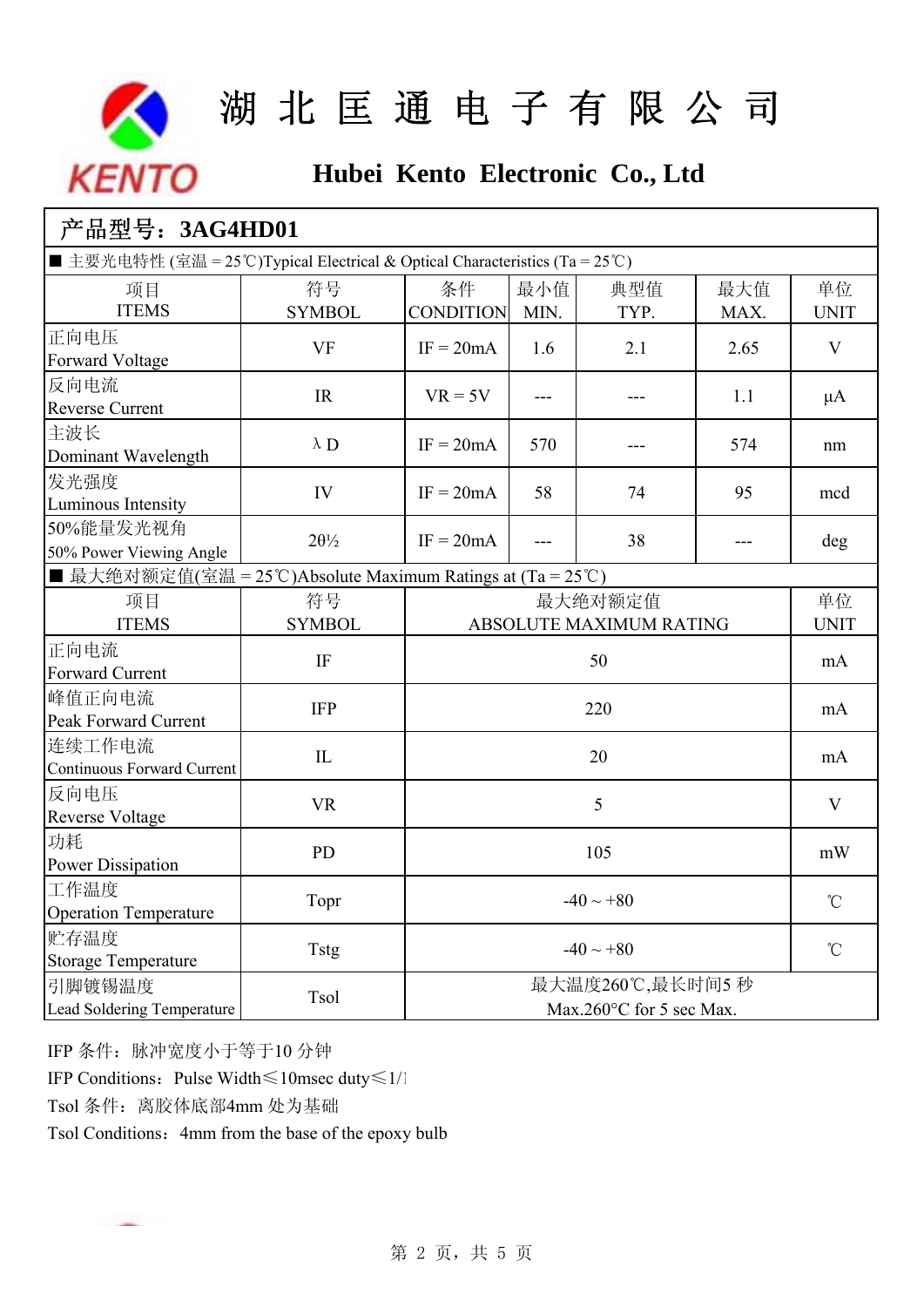# 湖 北 匡 通 电 子 有 限 公 司

## Hubei Kento Electronic Co., Ltd

**产品型号：3AG4HD01**

■ 主要光电特性 (室温 = 25℃)Typical Electrical & Optical Characteristics (Ta = 25℃)

| 项目<br>ITEMS | 符号<br>SYMBOL | 条件<br>CONDITION | 最小值<br>MIN. | 典型值<br>TYP. | 最大值<br>MAX. | 单位<br>UNIT |
|---|---|---|---|---|---|---|
| 正向电压<br>Forward Voltage | VF | IF = 20mA | 1.6 | 2.1 | 2.65 | V |
| 反向电流<br>Reverse Current | IR | VR = 5V | --- | --- | 1.1 | μA |
| 主波长<br>Dominant Wavelength | λD | IF = 20mA | 570 | --- | 574 | nm |
| 发光强度<br>Luminous Intensity | IV | IF = 20mA | 58 | 74 | 95 | mcd |
| 50%能量发光视角<br>50% Power Viewing Angle | 2θ½ | IF = 20mA | --- | 38 | --- | deg |

■ 最大绝对额定值(室温 = 25℃)Absolute Maximum Ratings at (Ta = 25℃)

| 项目<br>ITEMS | 符号<br>SYMBOL | 最大绝对额定值<br>ABSOLUTE MAXIMUM RATING | 单位<br>UNIT |
|---|---|---|---|
| 正向电流<br>Forward Current | IF | 50 | mA |
| 峰值正向电流<br>Peak Forward Current | IFP | 220 | mA |
| 连续工作电流<br>Continuous Forward Current | IL | 20 | mA |
| 反向电压<br>Reverse Voltage | VR | 5 | V |
| 功耗<br>Power Dissipation | PD | 105 | mW |
| 工作温度<br>Operation Temperature | Topr | -40 ~ +80 | ℃ |
| 贮存温度<br>Storage Temperature | Tstg | -40 ~ +80 | ℃ |
| 引脚镀锡温度<br>Lead Soldering Temperature | Tsol | 最大温度260℃,最长时间5 秒<br>Max.260°C for 5 sec Max. | |

IFP 条件：脉冲宽度小于等于10 分钟

IFP Conditions：Pulse Width≤10msec duty≤1/1

Tsol 条件：离胶体底部4mm 处为基础

Tsol Conditions：4mm from the base of the epoxy bulb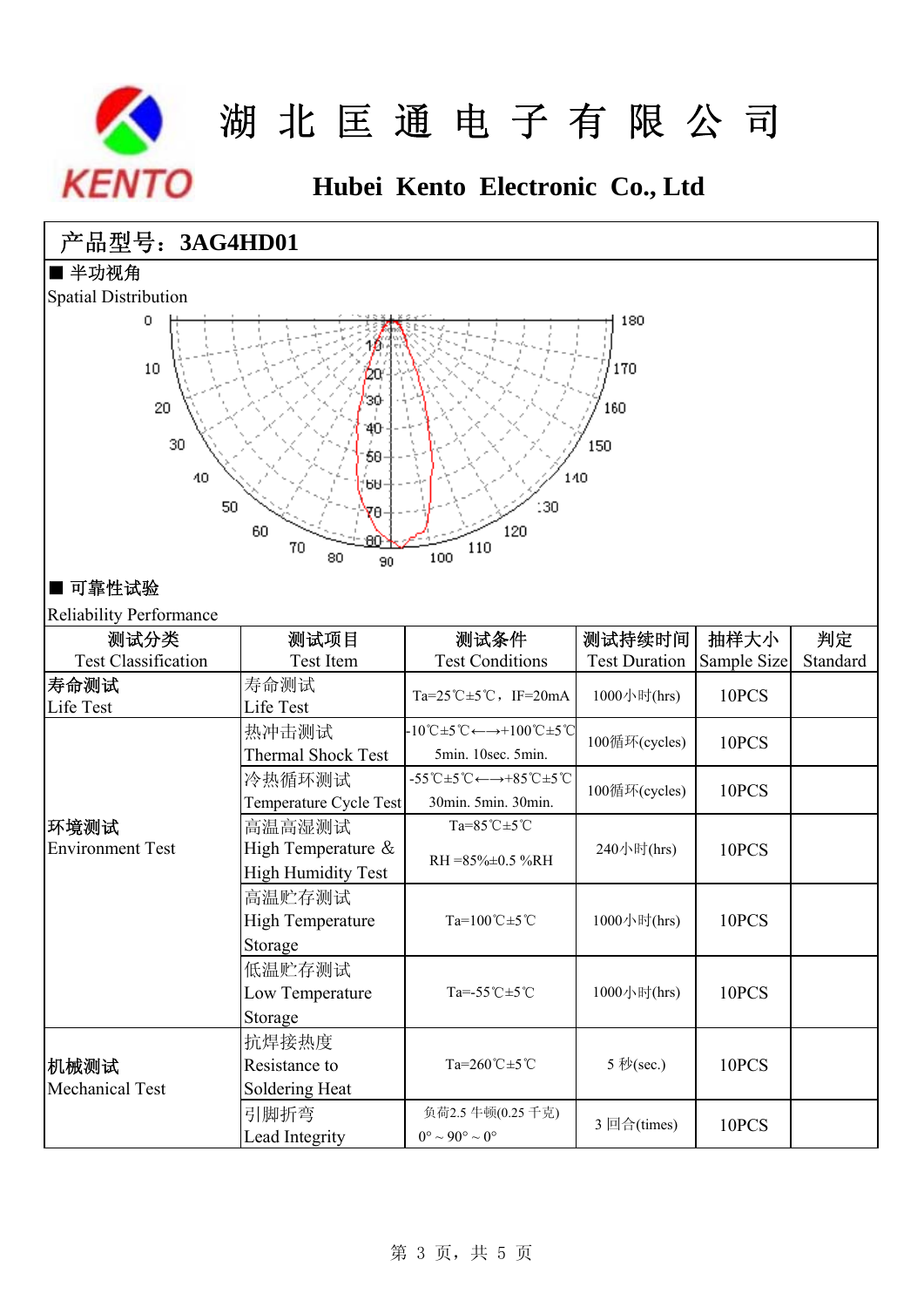# 湖北匡通电子有限公司

## Hubei Kento Electronic Co., Ltd

## 产品型号：3AG4HD01

■ 半功视角

Spatial Distribution

■ 可靠性试验

Reliability Performance

| 测试分类<br>Test Classification | 测试项目<br>Test Item | 测试条件<br>Test Conditions | 测试持续时间<br>Test Duration | 抽样大小<br>Sample Size | 判定<br>Standard |
|---|---|---|---|---|---|
| **寿命测试**<br>Life Test | 寿命测试<br>Life Test | Ta=25℃±5℃，IF=20mA | 1000小时(hrs) | 10PCS | |
| **环境测试**<br>Environment Test | 热冲击测试<br>Thermal Shock Test | -10℃±5℃←→+100℃±5℃<br>5min. 10sec. 5min. | 100循环(cycles) | 10PCS | |
| | 冷热循环测试<br>Temperature Cycle Test | -55℃±5℃←→+85℃±5℃<br>30min. 5min. 30min. | 100循环(cycles) | 10PCS | |
| | 高温高湿测试<br>High Temperature & High Humidity Test | Ta=85℃±5℃<br>RH =85%±0.5 %RH | 240小时(hrs) | 10PCS | |
| | 高温贮存测试<br>High Temperature Storage | Ta=100℃±5℃ | 1000小时(hrs) | 10PCS | |
| | 低温贮存测试<br>Low Temperature Storage | Ta=-55℃±5℃ | 1000小时(hrs) | 10PCS | |
| **机械测试**<br>Mechanical Test | 抗焊接热度<br>Resistance to Soldering Heat | Ta=260℃±5℃ | 5 秒(sec.) | 10PCS | |
| | 引脚折弯<br>Lead Integrity | 负荷2.5 牛顿(0.25 千克)<br>0°～90°～0° | 3 回合(times) | 10PCS | |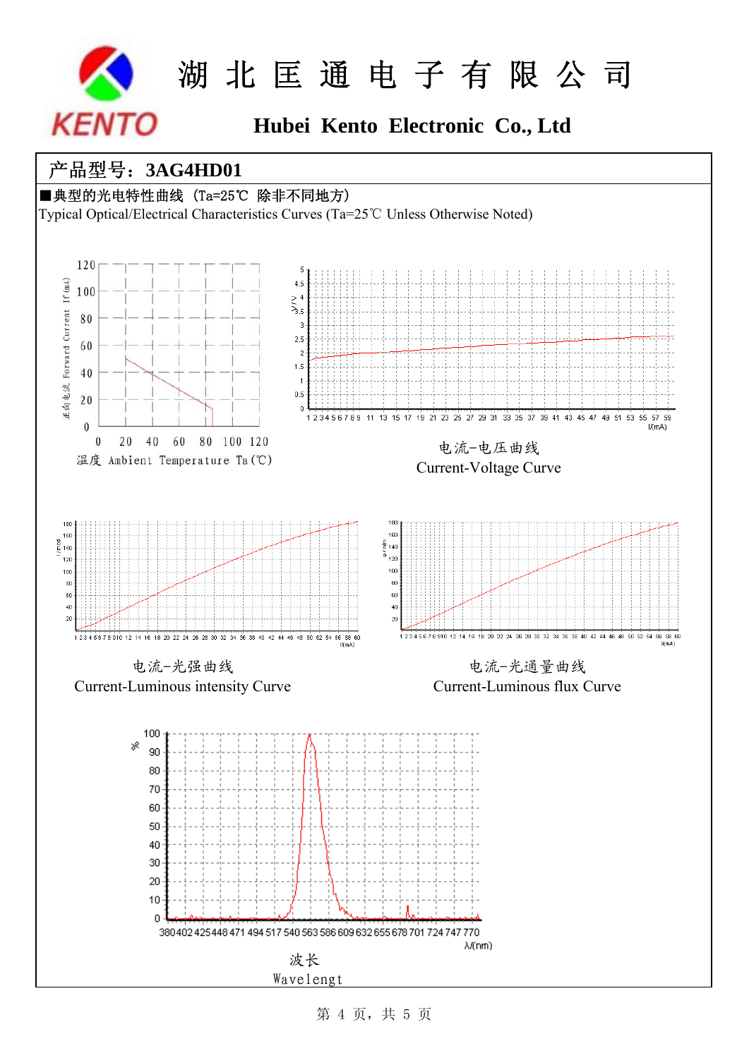# 湖北匡通电子有限公司

## Hubei Kento Electronic Co., Ltd

**产品型号：3AG4HD01**

■典型的光电特性曲线（Ta=25℃ 除非不同地方）

Typical Optical/Electrical Characteristics Curves (Ta=25℃ Unless Otherwise Noted)

正向电流 Forward Current If(mA)

温度 Ambient Temperature Ta(℃)

电流-电压曲线

Current-Voltage Curve

电流-光强曲线

Current-Luminous intensity Curve

电流-光通量曲线

Current-Luminous flux Curve

波长

Wavelengt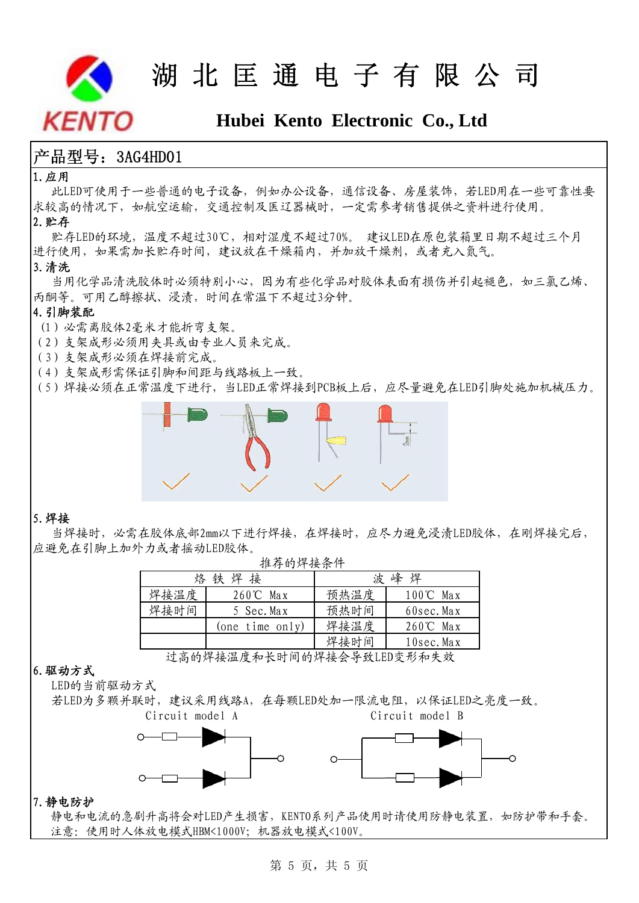# 湖北匡通电子有限公司

## Hubei Kento Electronic Co., Ltd

产品型号：3AG4HD01

**1. 应用**

此LED可使用于一些普通的电子设备，例如办公设备，通信设备、房屋装饰，若LED用在一些可靠性要求较高的情况下，如航空运输，交通控制及医辽器械时，一定需参考销售提供之资料进行使用。

**2. 贮存**

贮存LED的环境，温度不超过30℃，相对湿度不超过70%。 建议LED在原包装箱里日期不超过三个月进行使用，如果需加长贮存时间，建议放在干燥箱内，并加放干燥剂，或者充入氮气。

**3. 清洗**

当用化学品清洗胶体时必须特别小心，因为有些化学品对胶体表面有损伤并引起褪色，如三氯乙烯、丙酮等。可用乙醇擦拭、浸渍，时间在常温下不超过3分钟。

**4. 引脚装配**

（1）必需离胶体2毫米才能折弯支架。
（2）支架成形必须用夹具或由专业人员来完成。
（3）支架成形必须在焊接前完成。
（4）支架成形需保证引脚和间距与线路板上一致。
（5）焊接必须在正常温度下进行，当LED正常焊接到PCB板上后，应尽量避免在LED引脚处施加机械压力。

**5. 焊接**

当焊接时，必需在胶体底部2mm以下进行焊接，在焊接时，应尽力避免浸渍LED胶体，在刚焊接完后，应避免在引脚上加外力或者摇动LED胶体。

推荐的焊接条件

| 烙铁焊接 | | 波峰焊 | |
|---|---|---|---|
| 焊接温度 | 260℃ Max | 预热温度 | 100℃ Max |
| 焊接时间 | 5 Sec. Max | 预热时间 | 60sec. Max |
| | (one time only) | 焊接温度 | 260℃ Max |
| | | 焊接时间 | 10sec. Max |

过高的焊接温度和长时间的焊接会导致LED变形和失效

**6. 驱动方式**

LED的当前驱动方式

若LED为多颗并联时，建议采用线路A，在每颗LED处加一限流电阻，以保证LED之亮度一致。

Circuit model A

Circuit model B

**7. 静电防护**

静电和电流的急剧升高将会对LED产生损害，KENTO系列产品使用时请使用防静电装置，如防护带和手套。

注意：使用时人体放电模式HBM<1000V；机器放电模式<100V。